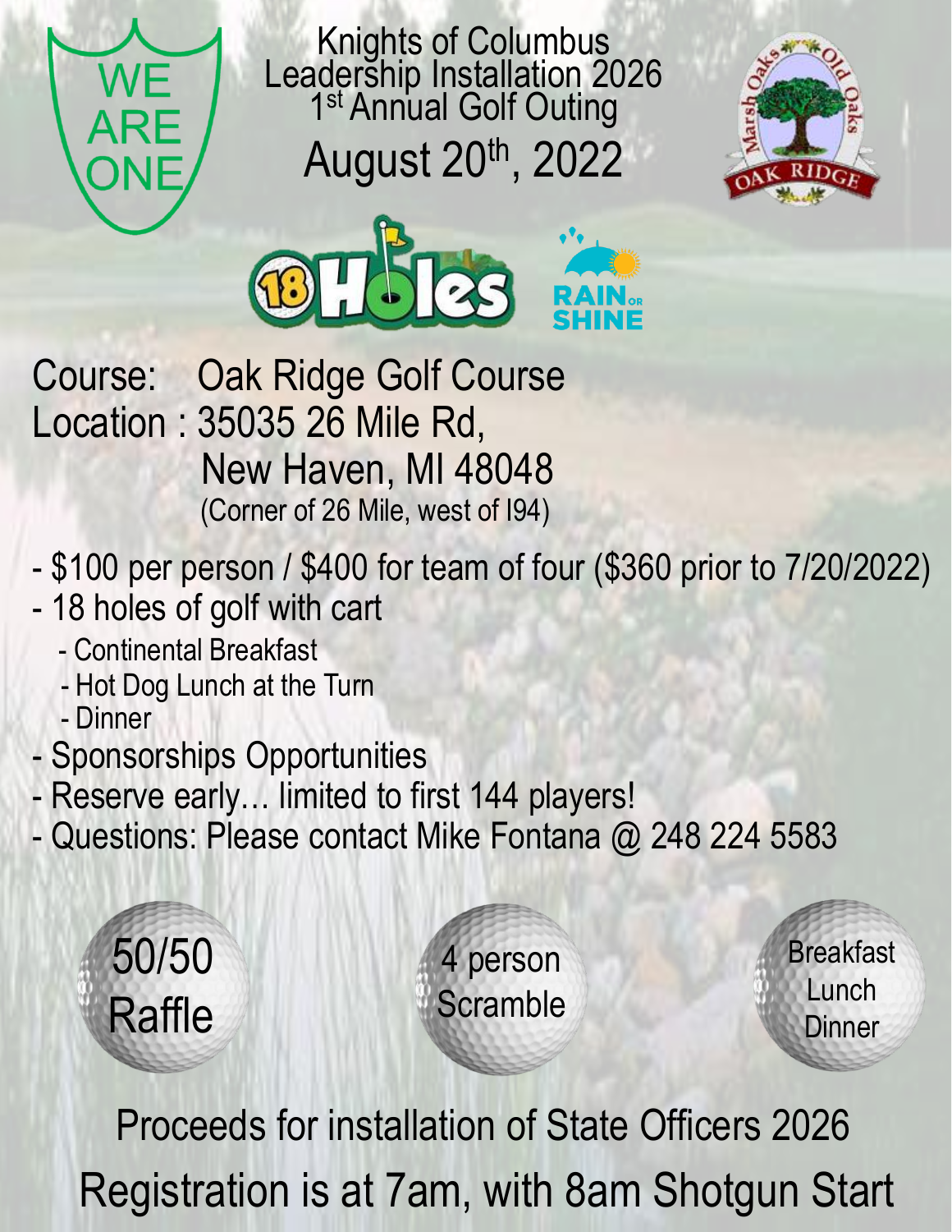WE ARE ONE

# Knights of Columbus Leadership Installation 2026 1st Annual Golf Outing

## August 20th, 2022

Marsh Oaks · Old Oaks · OAK RIDGE

18 Holes

RAIN OR SHINE

Course: Oak Ridge Golf Course
Location : 35035 26 Mile Rd,
New Haven, MI 48048
(Corner of 26 Mile, west of I94)

- $100 per person / $400 for team of four ($360 prior to 7/20/2022)
- 18 holes of golf with cart
  - Continental Breakfast
  - Hot Dog Lunch at the Turn
  - Dinner
- Sponsorships Opportunities
- Reserve early… limited to first 144 players!
- Questions: Please contact Mike Fontana @ 248 224 5583

50/50 Raffle

4 person Scramble

Breakfast Lunch Dinner

Proceeds for installation of State Officers 2026

Registration is at 7am, with 8am Shotgun Start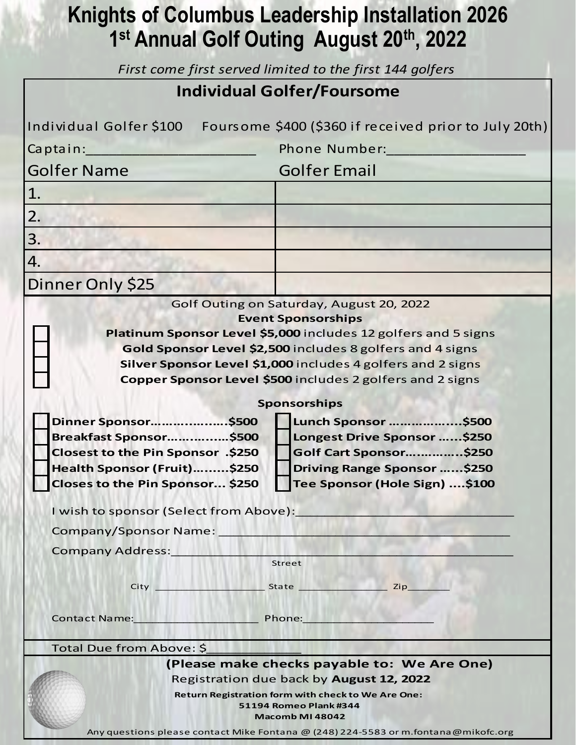# Knights of Columbus Leadership Installation 2026
# 1st Annual Golf Outing August 20th, 2022

*First come first served limited to the first 144 golfers*

## Individual Golfer/Foursome

Individual Golfer $100 Foursome $400 ($360 if received prior to July 20th)

Captain:_____________________ Phone Number:_________________

| Golfer Name | Golfer Email |
|---|---|
| 1. | |
| 2. | |
| 3. | |
| 4. | |
| Dinner Only $25 | |

Golf Outing on Saturday, August 20, 2022

**Event Sponsorships**

- ☐ **Platinum Sponsor Level $5,000** includes 12 golfers and 5 signs
- ☐ **Gold Sponsor Level $2,500** includes 8 golfers and 4 signs
- ☐ **Silver Sponsor Level $1,000** includes 4 golfers and 2 signs
- ☐ **Copper Sponsor Level $500** includes 2 golfers and 2 signs

**Sponsorships**

- ☐ **Dinner Sponsor……….…….....$500**
- ☐ **Breakfast Sponsor….…..…....$500**
- ☐ **Closest to the Pin Sponsor .$250**
- ☐ **Health Sponsor (Fruit)…......$250**
- ☐ **Closes to the Pin Sponsor... $250**
- ☐ **Lunch Sponsor ……………....$500**
- ☐ **Longest Drive Sponsor …...$250**
- ☐ **Golf Cart Sponsor…………..$250**
- ☐ **Driving Range Sponsor …...$250**
- ☐ **Tee Sponsor (Hole Sign) ....$100**

I wish to sponsor (Select from Above):_____________________________

Company/Sponsor Name: ______________________________________

Company Address:____________________________________________
Street

City ___________________ State _______________ Zip________

Contact Name:____________________ Phone:_____________________

Total Due from Above: $______________

**(Please make checks payable to: We Are One)**

Registration due back by **August 12, 2022**

**Return Registration form with check to We Are One:**
**51194 Romeo Plank #344**
**Macomb MI 48042**

Any questions please contact Mike Fontana @ (248) 224-5583 or m.fontana@mikofc.org